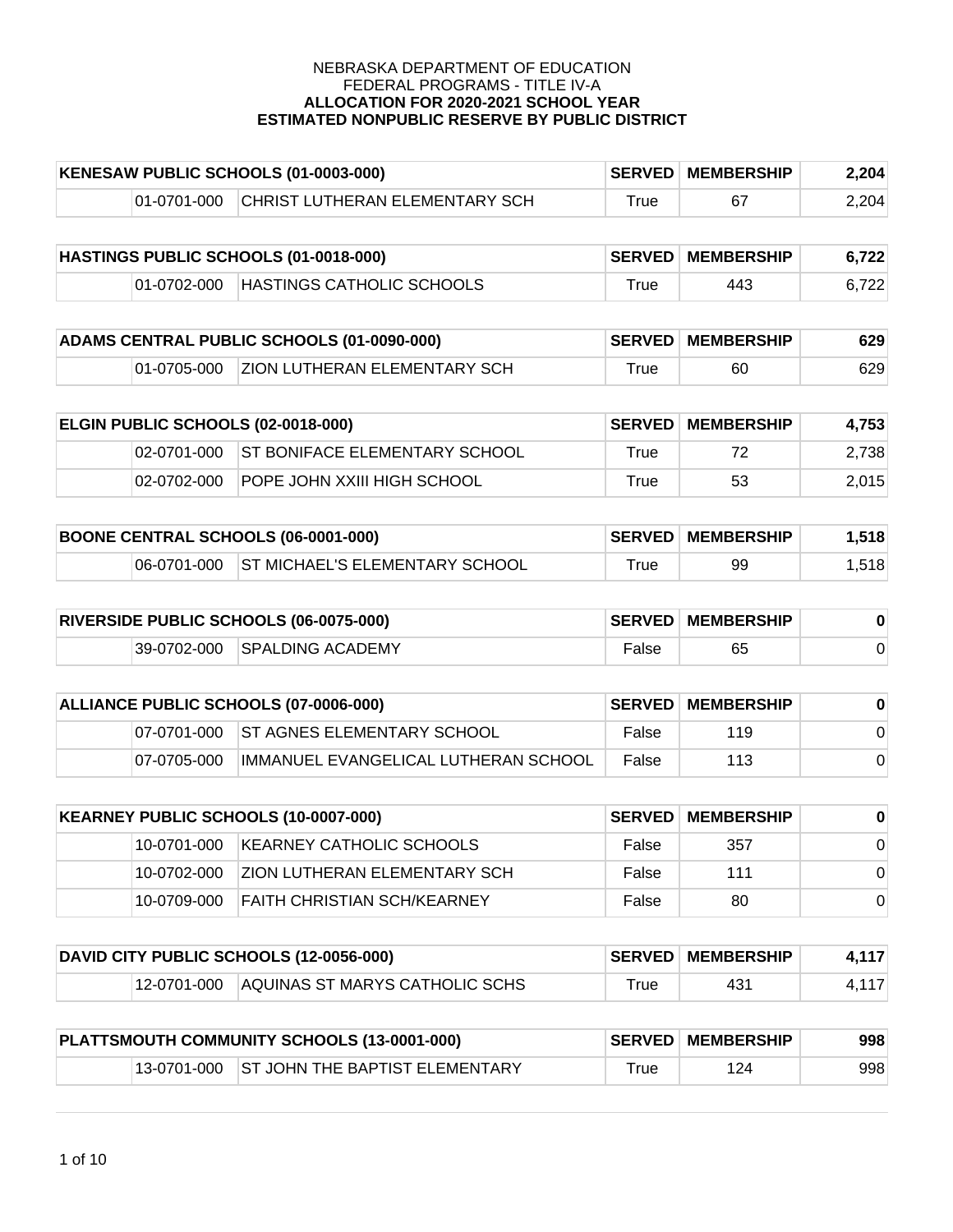NEBRASKA DEPARTMENT OF EDUCATION
FEDERAL PROGRAMS - TITLE IV-A
**ALLOCATION FOR 2020-2021 SCHOOL YEAR**
**ESTIMATED NONPUBLIC RESERVE BY PUBLIC DISTRICT**

| **KENESAW PUBLIC SCHOOLS (01-0003-000)** | | | **SERVED** | **MEMBERSHIP** | **2,204** |
|---|---|---|---|---|---|
| | 01-0701-000 | CHRIST LUTHERAN ELEMENTARY SCH | True | 67 | 2,204 |

| **HASTINGS PUBLIC SCHOOLS (01-0018-000)** | | | **SERVED** | **MEMBERSHIP** | **6,722** |
|---|---|---|---|---|---|
| | 01-0702-000 | HASTINGS CATHOLIC SCHOOLS | True | 443 | 6,722 |

| **ADAMS CENTRAL PUBLIC SCHOOLS (01-0090-000)** | | | **SERVED** | **MEMBERSHIP** | **629** |
|---|---|---|---|---|---|
| | 01-0705-000 | ZION LUTHERAN ELEMENTARY SCH | True | 60 | 629 |

| **ELGIN PUBLIC SCHOOLS (02-0018-000)** | | | **SERVED** | **MEMBERSHIP** | **4,753** |
|---|---|---|---|---|---|
| | 02-0701-000 | ST BONIFACE ELEMENTARY SCHOOL | True | 72 | 2,738 |
| | 02-0702-000 | POPE JOHN XXIII HIGH SCHOOL | True | 53 | 2,015 |

| **BOONE CENTRAL SCHOOLS (06-0001-000)** | | | **SERVED** | **MEMBERSHIP** | **1,518** |
|---|---|---|---|---|---|
| | 06-0701-000 | ST MICHAEL'S ELEMENTARY SCHOOL | True | 99 | 1,518 |

| **RIVERSIDE PUBLIC SCHOOLS (06-0075-000)** | | | **SERVED** | **MEMBERSHIP** | **0** |
|---|---|---|---|---|---|
| | 39-0702-000 | SPALDING ACADEMY | False | 65 | 0 |

| **ALLIANCE PUBLIC SCHOOLS (07-0006-000)** | | | **SERVED** | **MEMBERSHIP** | **0** |
|---|---|---|---|---|---|
| | 07-0701-000 | ST AGNES ELEMENTARY SCHOOL | False | 119 | 0 |
| | 07-0705-000 | IMMANUEL EVANGELICAL LUTHERAN SCHOOL | False | 113 | 0 |

| **KEARNEY PUBLIC SCHOOLS (10-0007-000)** | | | **SERVED** | **MEMBERSHIP** | **0** |
|---|---|---|---|---|---|
| | 10-0701-000 | KEARNEY CATHOLIC SCHOOLS | False | 357 | 0 |
| | 10-0702-000 | ZION LUTHERAN ELEMENTARY SCH | False | 111 | 0 |
| | 10-0709-000 | FAITH CHRISTIAN SCH/KEARNEY | False | 80 | 0 |

| **DAVID CITY PUBLIC SCHOOLS (12-0056-000)** | | | **SERVED** | **MEMBERSHIP** | **4,117** |
|---|---|---|---|---|---|
| | 12-0701-000 | AQUINAS ST MARYS CATHOLIC SCHS | True | 431 | 4,117 |

| **PLATTSMOUTH COMMUNITY SCHOOLS (13-0001-000)** | | | **SERVED** | **MEMBERSHIP** | **998** |
|---|---|---|---|---|---|
| | 13-0701-000 | ST JOHN THE BAPTIST ELEMENTARY | True | 124 | 998 |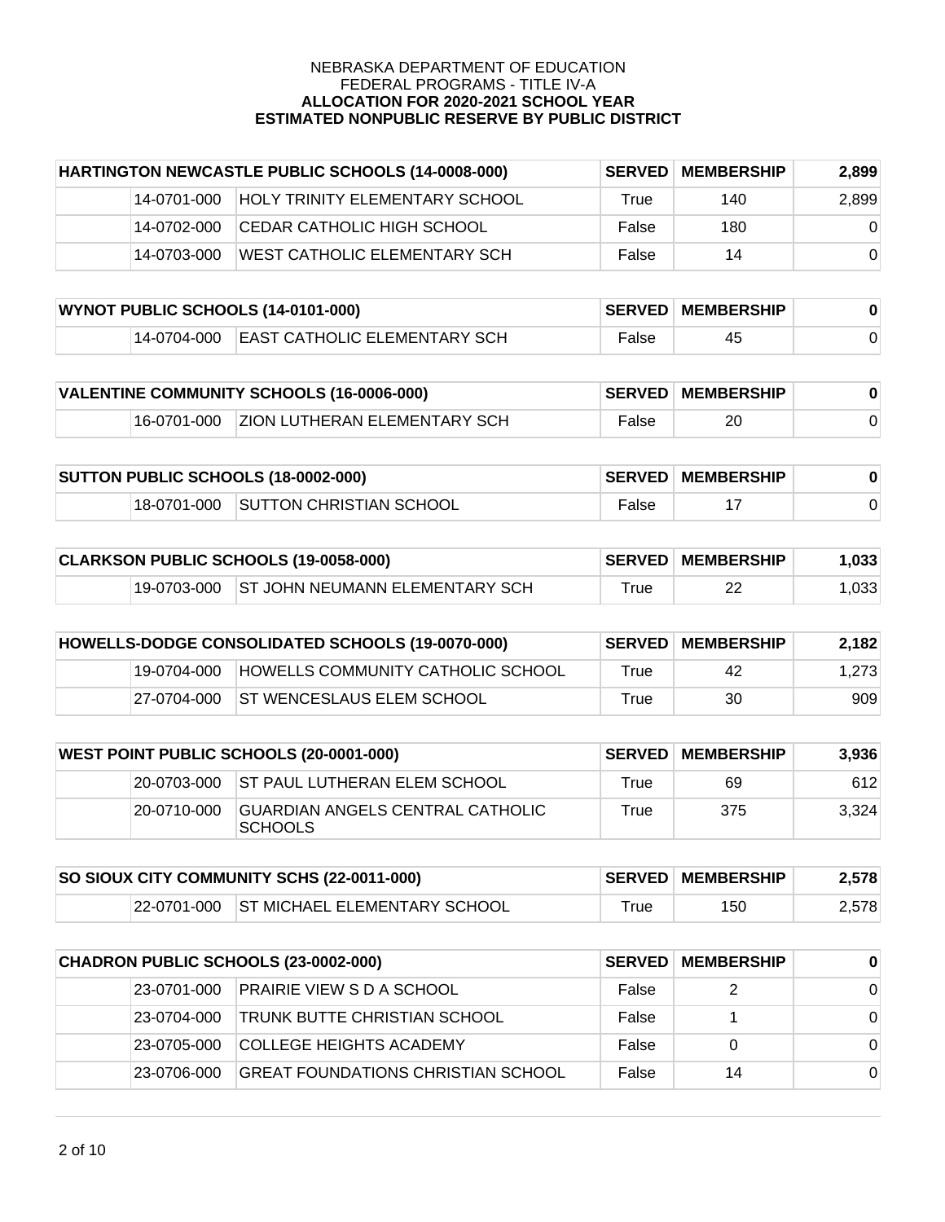NEBRASKA DEPARTMENT OF EDUCATION
FEDERAL PROGRAMS - TITLE IV-A
**ALLOCATION FOR 2020-2021 SCHOOL YEAR**
**ESTIMATED NONPUBLIC RESERVE BY PUBLIC DISTRICT**

| HARTINGTON NEWCASTLE PUBLIC SCHOOLS (14-0008-000) | | SERVED | MEMBERSHIP | 2,899 |
|---|---|---|---|---|
| 14-0701-000 | HOLY TRINITY ELEMENTARY SCHOOL | True | 140 | 2,899 |
| 14-0702-000 | CEDAR CATHOLIC HIGH SCHOOL | False | 180 | 0 |
| 14-0703-000 | WEST CATHOLIC ELEMENTARY SCH | False | 14 | 0 |

| WYNOT PUBLIC SCHOOLS (14-0101-000) | | SERVED | MEMBERSHIP | 0 |
|---|---|---|---|---|
| 14-0704-000 | EAST CATHOLIC ELEMENTARY SCH | False | 45 | 0 |

| VALENTINE COMMUNITY SCHOOLS (16-0006-000) | | SERVED | MEMBERSHIP | 0 |
|---|---|---|---|---|
| 16-0701-000 | ZION LUTHERAN ELEMENTARY SCH | False | 20 | 0 |

| SUTTON PUBLIC SCHOOLS (18-0002-000) | | SERVED | MEMBERSHIP | 0 |
|---|---|---|---|---|
| 18-0701-000 | SUTTON CHRISTIAN SCHOOL | False | 17 | 0 |

| CLARKSON PUBLIC SCHOOLS (19-0058-000) | | SERVED | MEMBERSHIP | 1,033 |
|---|---|---|---|---|
| 19-0703-000 | ST JOHN NEUMANN ELEMENTARY SCH | True | 22 | 1,033 |

| HOWELLS-DODGE CONSOLIDATED SCHOOLS (19-0070-000) | | SERVED | MEMBERSHIP | 2,182 |
|---|---|---|---|---|
| 19-0704-000 | HOWELLS COMMUNITY CATHOLIC SCHOOL | True | 42 | 1,273 |
| 27-0704-000 | ST WENCESLAUS ELEM SCHOOL | True | 30 | 909 |

| WEST POINT PUBLIC SCHOOLS (20-0001-000) | | SERVED | MEMBERSHIP | 3,936 |
|---|---|---|---|---|
| 20-0703-000 | ST PAUL LUTHERAN ELEM SCHOOL | True | 69 | 612 |
| 20-0710-000 | GUARDIAN ANGELS CENTRAL CATHOLIC SCHOOLS | True | 375 | 3,324 |

| SO SIOUX CITY COMMUNITY SCHS (22-0011-000) | | SERVED | MEMBERSHIP | 2,578 |
|---|---|---|---|---|
| 22-0701-000 | ST MICHAEL ELEMENTARY SCHOOL | True | 150 | 2,578 |

| CHADRON PUBLIC SCHOOLS (23-0002-000) | | SERVED | MEMBERSHIP | 0 |
|---|---|---|---|---|
| 23-0701-000 | PRAIRIE VIEW S D A SCHOOL | False | 2 | 0 |
| 23-0704-000 | TRUNK BUTTE CHRISTIAN SCHOOL | False | 1 | 0 |
| 23-0705-000 | COLLEGE HEIGHTS ACADEMY | False | 0 | 0 |
| 23-0706-000 | GREAT FOUNDATIONS CHRISTIAN SCHOOL | False | 14 | 0 |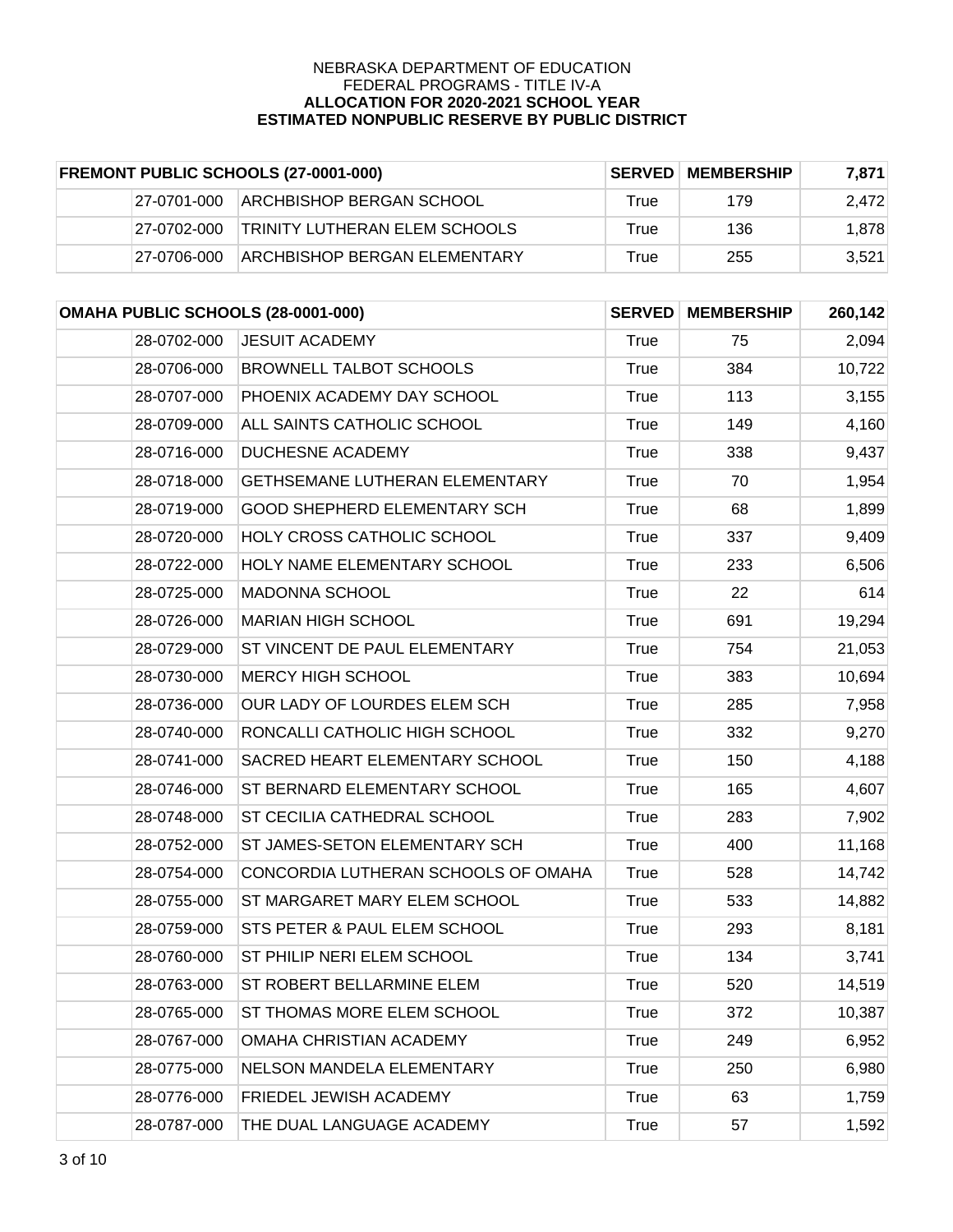NEBRASKA DEPARTMENT OF EDUCATION
FEDERAL PROGRAMS - TITLE IV-A
**ALLOCATION FOR 2020-2021 SCHOOL YEAR**
**ESTIMATED NONPUBLIC RESERVE BY PUBLIC DISTRICT**

| FREMONT PUBLIC SCHOOLS (27-0001-000) | | | SERVED | MEMBERSHIP | 7,871 |
|---|---|---|---|---|---|
| | 27-0701-000 | ARCHBISHOP BERGAN SCHOOL | True | 179 | 2,472 |
| | 27-0702-000 | TRINITY LUTHERAN ELEM SCHOOLS | True | 136 | 1,878 |
| | 27-0706-000 | ARCHBISHOP BERGAN ELEMENTARY | True | 255 | 3,521 |

| OMAHA PUBLIC SCHOOLS (28-0001-000) | | | SERVED | MEMBERSHIP | 260,142 |
|---|---|---|---|---|---|
| | 28-0702-000 | JESUIT ACADEMY | True | 75 | 2,094 |
| | 28-0706-000 | BROWNELL TALBOT SCHOOLS | True | 384 | 10,722 |
| | 28-0707-000 | PHOENIX ACADEMY DAY SCHOOL | True | 113 | 3,155 |
| | 28-0709-000 | ALL SAINTS CATHOLIC SCHOOL | True | 149 | 4,160 |
| | 28-0716-000 | DUCHESNE ACADEMY | True | 338 | 9,437 |
| | 28-0718-000 | GETHSEMANE LUTHERAN ELEMENTARY | True | 70 | 1,954 |
| | 28-0719-000 | GOOD SHEPHERD ELEMENTARY SCH | True | 68 | 1,899 |
| | 28-0720-000 | HOLY CROSS CATHOLIC SCHOOL | True | 337 | 9,409 |
| | 28-0722-000 | HOLY NAME ELEMENTARY SCHOOL | True | 233 | 6,506 |
| | 28-0725-000 | MADONNA SCHOOL | True | 22 | 614 |
| | 28-0726-000 | MARIAN HIGH SCHOOL | True | 691 | 19,294 |
| | 28-0729-000 | ST VINCENT DE PAUL ELEMENTARY | True | 754 | 21,053 |
| | 28-0730-000 | MERCY HIGH SCHOOL | True | 383 | 10,694 |
| | 28-0736-000 | OUR LADY OF LOURDES ELEM SCH | True | 285 | 7,958 |
| | 28-0740-000 | RONCALLI CATHOLIC HIGH SCHOOL | True | 332 | 9,270 |
| | 28-0741-000 | SACRED HEART ELEMENTARY SCHOOL | True | 150 | 4,188 |
| | 28-0746-000 | ST BERNARD ELEMENTARY SCHOOL | True | 165 | 4,607 |
| | 28-0748-000 | ST CECILIA CATHEDRAL SCHOOL | True | 283 | 7,902 |
| | 28-0752-000 | ST JAMES-SETON ELEMENTARY SCH | True | 400 | 11,168 |
| | 28-0754-000 | CONCORDIA LUTHERAN SCHOOLS OF OMAHA | True | 528 | 14,742 |
| | 28-0755-000 | ST MARGARET MARY ELEM SCHOOL | True | 533 | 14,882 |
| | 28-0759-000 | STS PETER & PAUL ELEM SCHOOL | True | 293 | 8,181 |
| | 28-0760-000 | ST PHILIP NERI ELEM SCHOOL | True | 134 | 3,741 |
| | 28-0763-000 | ST ROBERT BELLARMINE ELEM | True | 520 | 14,519 |
| | 28-0765-000 | ST THOMAS MORE ELEM SCHOOL | True | 372 | 10,387 |
| | 28-0767-000 | OMAHA CHRISTIAN ACADEMY | True | 249 | 6,952 |
| | 28-0775-000 | NELSON MANDELA ELEMENTARY | True | 250 | 6,980 |
| | 28-0776-000 | FRIEDEL JEWISH ACADEMY | True | 63 | 1,759 |
| | 28-0787-000 | THE DUAL LANGUAGE ACADEMY | True | 57 | 1,592 |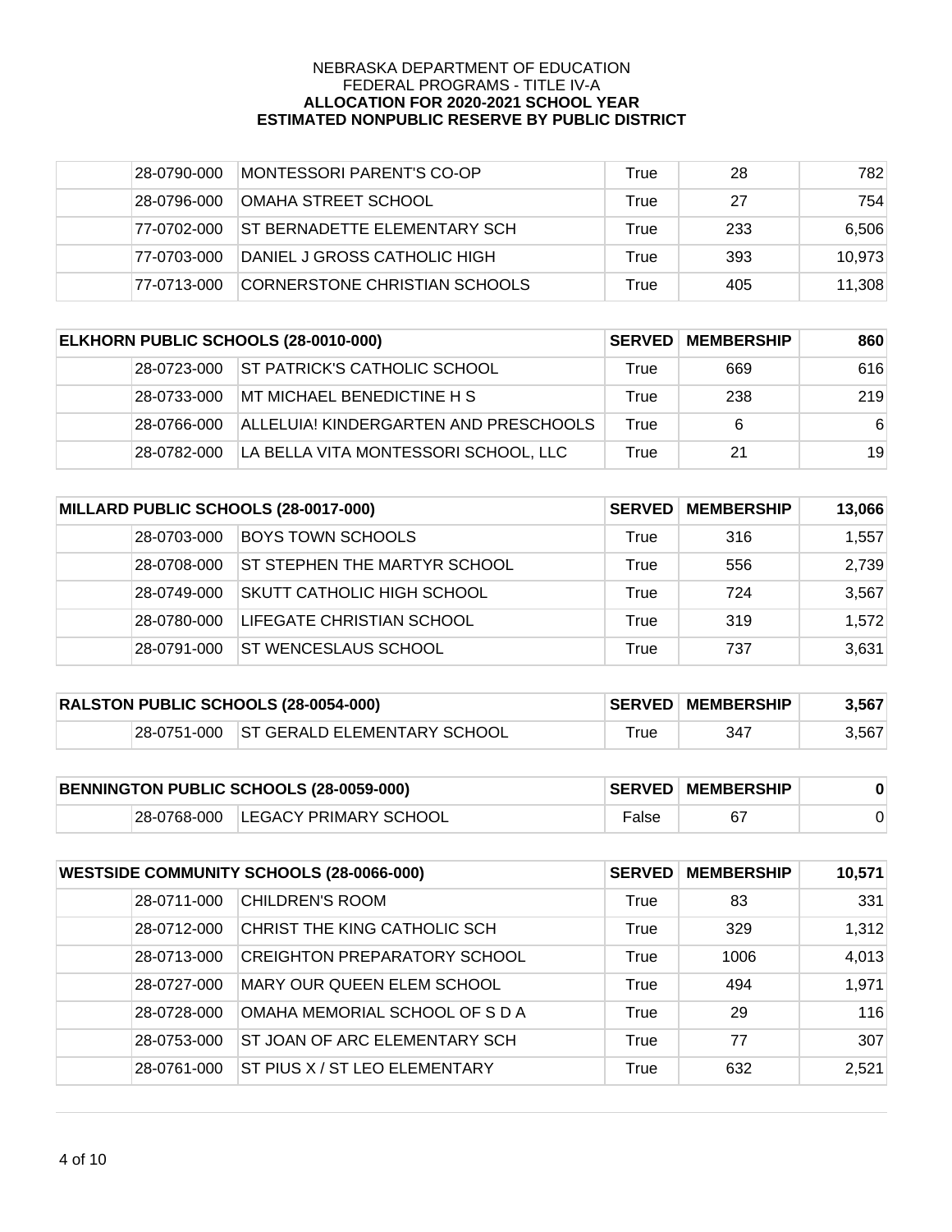NEBRASKA DEPARTMENT OF EDUCATION
FEDERAL PROGRAMS - TITLE IV-A
**ALLOCATION FOR 2020-2021 SCHOOL YEAR**
**ESTIMATED NONPUBLIC RESERVE BY PUBLIC DISTRICT**

| | | | | | |
|---|---|---|---|---|---|
| | 28-0790-000 | MONTESSORI PARENT'S CO-OP | True | 28 | 782 |
| | 28-0796-000 | OMAHA STREET SCHOOL | True | 27 | 754 |
| | 77-0702-000 | ST BERNADETTE ELEMENTARY SCH | True | 233 | 6,506 |
| | 77-0703-000 | DANIEL J GROSS CATHOLIC HIGH | True | 393 | 10,973 |
| | 77-0713-000 | CORNERSTONE CHRISTIAN SCHOOLS | True | 405 | 11,308 |

| ELKHORN PUBLIC SCHOOLS (28-0010-000) | | | SERVED | MEMBERSHIP | 860 |
|---|---|---|---|---|---|
| | 28-0723-000 | ST PATRICK'S CATHOLIC SCHOOL | True | 669 | 616 |
| | 28-0733-000 | MT MICHAEL BENEDICTINE H S | True | 238 | 219 |
| | 28-0766-000 | ALLELUIA! KINDERGARTEN AND PRESCHOOLS | True | 6 | 6 |
| | 28-0782-000 | LA BELLA VITA MONTESSORI SCHOOL, LLC | True | 21 | 19 |

| MILLARD PUBLIC SCHOOLS (28-0017-000) | | | SERVED | MEMBERSHIP | 13,066 |
|---|---|---|---|---|---|
| | 28-0703-000 | BOYS TOWN SCHOOLS | True | 316 | 1,557 |
| | 28-0708-000 | ST STEPHEN THE MARTYR SCHOOL | True | 556 | 2,739 |
| | 28-0749-000 | SKUTT CATHOLIC HIGH SCHOOL | True | 724 | 3,567 |
| | 28-0780-000 | LIFEGATE CHRISTIAN SCHOOL | True | 319 | 1,572 |
| | 28-0791-000 | ST WENCESLAUS SCHOOL | True | 737 | 3,631 |

| RALSTON PUBLIC SCHOOLS (28-0054-000) | | | SERVED | MEMBERSHIP | 3,567 |
|---|---|---|---|---|---|
| | 28-0751-000 | ST GERALD ELEMENTARY SCHOOL | True | 347 | 3,567 |

| BENNINGTON PUBLIC SCHOOLS (28-0059-000) | | | SERVED | MEMBERSHIP | 0 |
|---|---|---|---|---|---|
| | 28-0768-000 | LEGACY PRIMARY SCHOOL | False | 67 | 0 |

| WESTSIDE COMMUNITY SCHOOLS (28-0066-000) | | | SERVED | MEMBERSHIP | 10,571 |
|---|---|---|---|---|---|
| | 28-0711-000 | CHILDREN'S ROOM | True | 83 | 331 |
| | 28-0712-000 | CHRIST THE KING CATHOLIC SCH | True | 329 | 1,312 |
| | 28-0713-000 | CREIGHTON PREPARATORY SCHOOL | True | 1006 | 4,013 |
| | 28-0727-000 | MARY OUR QUEEN ELEM SCHOOL | True | 494 | 1,971 |
| | 28-0728-000 | OMAHA MEMORIAL SCHOOL OF S D A | True | 29 | 116 |
| | 28-0753-000 | ST JOAN OF ARC ELEMENTARY SCH | True | 77 | 307 |
| | 28-0761-000 | ST PIUS X / ST LEO ELEMENTARY | True | 632 | 2,521 |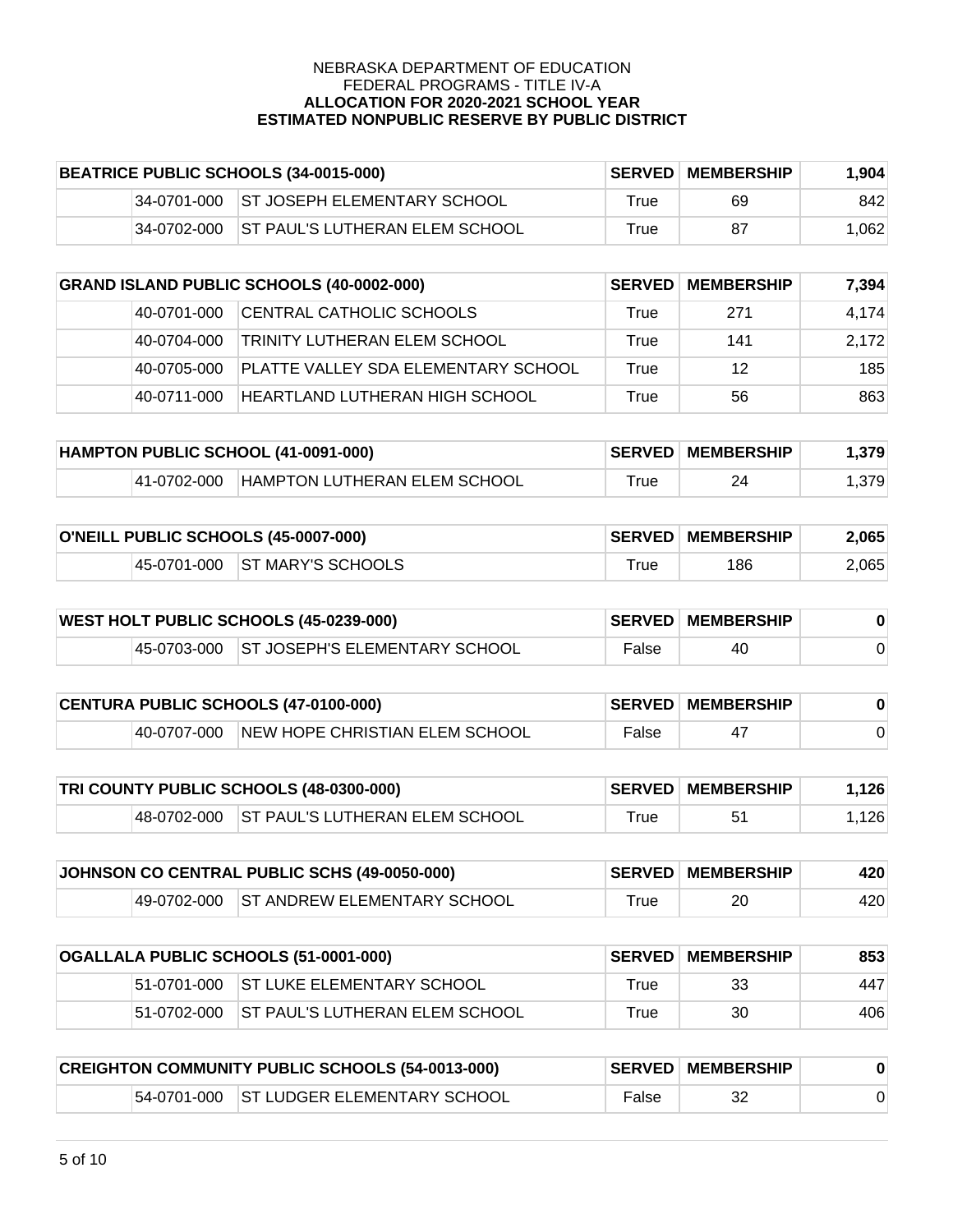NEBRASKA DEPARTMENT OF EDUCATION
FEDERAL PROGRAMS - TITLE IV-A
**ALLOCATION FOR 2020-2021 SCHOOL YEAR**
**ESTIMATED NONPUBLIC RESERVE BY PUBLIC DISTRICT**

| **BEATRICE PUBLIC SCHOOLS (34-0015-000)** | | **SERVED** | **MEMBERSHIP** | **1,904** |
|---|---|---|---|---|
| 34-0701-000 | ST JOSEPH ELEMENTARY SCHOOL | True | 69 | 842 |
| 34-0702-000 | ST PAUL'S LUTHERAN ELEM SCHOOL | True | 87 | 1,062 |

| **GRAND ISLAND PUBLIC SCHOOLS (40-0002-000)** | | **SERVED** | **MEMBERSHIP** | **7,394** |
|---|---|---|---|---|
| 40-0701-000 | CENTRAL CATHOLIC SCHOOLS | True | 271 | 4,174 |
| 40-0704-000 | TRINITY LUTHERAN ELEM SCHOOL | True | 141 | 2,172 |
| 40-0705-000 | PLATTE VALLEY SDA ELEMENTARY SCHOOL | True | 12 | 185 |
| 40-0711-000 | HEARTLAND LUTHERAN HIGH SCHOOL | True | 56 | 863 |

| **HAMPTON PUBLIC SCHOOL (41-0091-000)** | | **SERVED** | **MEMBERSHIP** | **1,379** |
|---|---|---|---|---|
| 41-0702-000 | HAMPTON LUTHERAN ELEM SCHOOL | True | 24 | 1,379 |

| **O'NEILL PUBLIC SCHOOLS (45-0007-000)** | | **SERVED** | **MEMBERSHIP** | **2,065** |
|---|---|---|---|---|
| 45-0701-000 | ST MARY'S SCHOOLS | True | 186 | 2,065 |

| **WEST HOLT PUBLIC SCHOOLS (45-0239-000)** | | **SERVED** | **MEMBERSHIP** | **0** |
|---|---|---|---|---|
| 45-0703-000 | ST JOSEPH'S ELEMENTARY SCHOOL | False | 40 | 0 |

| **CENTURA PUBLIC SCHOOLS (47-0100-000)** | | **SERVED** | **MEMBERSHIP** | **0** |
|---|---|---|---|---|
| 40-0707-000 | NEW HOPE CHRISTIAN ELEM SCHOOL | False | 47 | 0 |

| **TRI COUNTY PUBLIC SCHOOLS (48-0300-000)** | | **SERVED** | **MEMBERSHIP** | **1,126** |
|---|---|---|---|---|
| 48-0702-000 | ST PAUL'S LUTHERAN ELEM SCHOOL | True | 51 | 1,126 |

| **JOHNSON CO CENTRAL PUBLIC SCHS (49-0050-000)** | | **SERVED** | **MEMBERSHIP** | **420** |
|---|---|---|---|---|
| 49-0702-000 | ST ANDREW ELEMENTARY SCHOOL | True | 20 | 420 |

| **OGALLALA PUBLIC SCHOOLS (51-0001-000)** | | **SERVED** | **MEMBERSHIP** | **853** |
|---|---|---|---|---|
| 51-0701-000 | ST LUKE ELEMENTARY SCHOOL | True | 33 | 447 |
| 51-0702-000 | ST PAUL'S LUTHERAN ELEM SCHOOL | True | 30 | 406 |

| **CREIGHTON COMMUNITY PUBLIC SCHOOLS (54-0013-000)** | | **SERVED** | **MEMBERSHIP** | **0** |
|---|---|---|---|---|
| 54-0701-000 | ST LUDGER ELEMENTARY SCHOOL | False | 32 | 0 |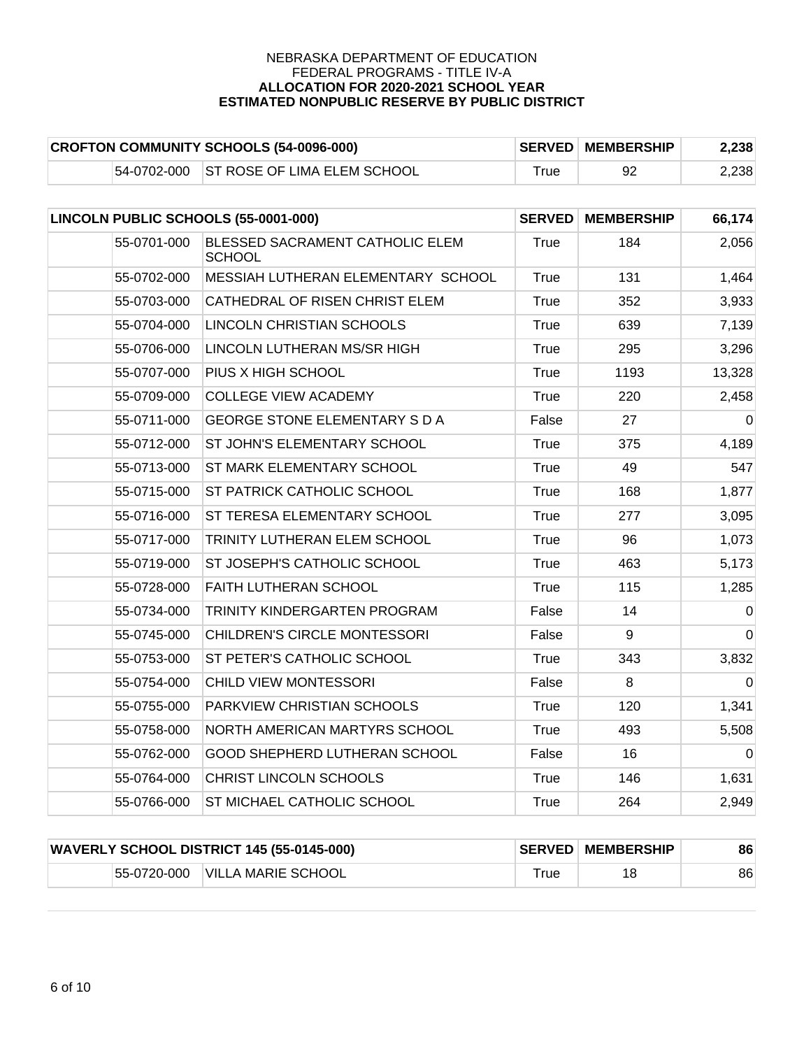NEBRASKA DEPARTMENT OF EDUCATION
FEDERAL PROGRAMS - TITLE IV-A
**ALLOCATION FOR 2020-2021 SCHOOL YEAR**
**ESTIMATED NONPUBLIC RESERVE BY PUBLIC DISTRICT**

| **CROFTON COMMUNITY SCHOOLS (54-0096-000)** | | **SERVED** | **MEMBERSHIP** | **2,238** |
|---|---|---|---|---|
| 54-0702-000 | ST ROSE OF LIMA ELEM SCHOOL | True | 92 | 2,238 |

| **LINCOLN PUBLIC SCHOOLS (55-0001-000)** | | **SERVED** | **MEMBERSHIP** | **66,174** |
|---|---|---|---|---|
| 55-0701-000 | BLESSED SACRAMENT CATHOLIC ELEM SCHOOL | True | 184 | 2,056 |
| 55-0702-000 | MESSIAH LUTHERAN ELEMENTARY SCHOOL | True | 131 | 1,464 |
| 55-0703-000 | CATHEDRAL OF RISEN CHRIST ELEM | True | 352 | 3,933 |
| 55-0704-000 | LINCOLN CHRISTIAN SCHOOLS | True | 639 | 7,139 |
| 55-0706-000 | LINCOLN LUTHERAN MS/SR HIGH | True | 295 | 3,296 |
| 55-0707-000 | PIUS X HIGH SCHOOL | True | 1193 | 13,328 |
| 55-0709-000 | COLLEGE VIEW ACADEMY | True | 220 | 2,458 |
| 55-0711-000 | GEORGE STONE ELEMENTARY S D A | False | 27 | 0 |
| 55-0712-000 | ST JOHN'S ELEMENTARY SCHOOL | True | 375 | 4,189 |
| 55-0713-000 | ST MARK ELEMENTARY SCHOOL | True | 49 | 547 |
| 55-0715-000 | ST PATRICK CATHOLIC SCHOOL | True | 168 | 1,877 |
| 55-0716-000 | ST TERESA ELEMENTARY SCHOOL | True | 277 | 3,095 |
| 55-0717-000 | TRINITY LUTHERAN ELEM SCHOOL | True | 96 | 1,073 |
| 55-0719-000 | ST JOSEPH'S CATHOLIC SCHOOL | True | 463 | 5,173 |
| 55-0728-000 | FAITH LUTHERAN SCHOOL | True | 115 | 1,285 |
| 55-0734-000 | TRINITY KINDERGARTEN PROGRAM | False | 14 | 0 |
| 55-0745-000 | CHILDREN'S CIRCLE MONTESSORI | False | 9 | 0 |
| 55-0753-000 | ST PETER'S CATHOLIC SCHOOL | True | 343 | 3,832 |
| 55-0754-000 | CHILD VIEW MONTESSORI | False | 8 | 0 |
| 55-0755-000 | PARKVIEW CHRISTIAN SCHOOLS | True | 120 | 1,341 |
| 55-0758-000 | NORTH AMERICAN MARTYRS SCHOOL | True | 493 | 5,508 |
| 55-0762-000 | GOOD SHEPHERD LUTHERAN SCHOOL | False | 16 | 0 |
| 55-0764-000 | CHRIST LINCOLN SCHOOLS | True | 146 | 1,631 |
| 55-0766-000 | ST MICHAEL CATHOLIC SCHOOL | True | 264 | 2,949 |

| **WAVERLY SCHOOL DISTRICT 145 (55-0145-000)** | | **SERVED** | **MEMBERSHIP** | **86** |
|---|---|---|---|---|
| 55-0720-000 | VILLA MARIE SCHOOL | True | 18 | 86 |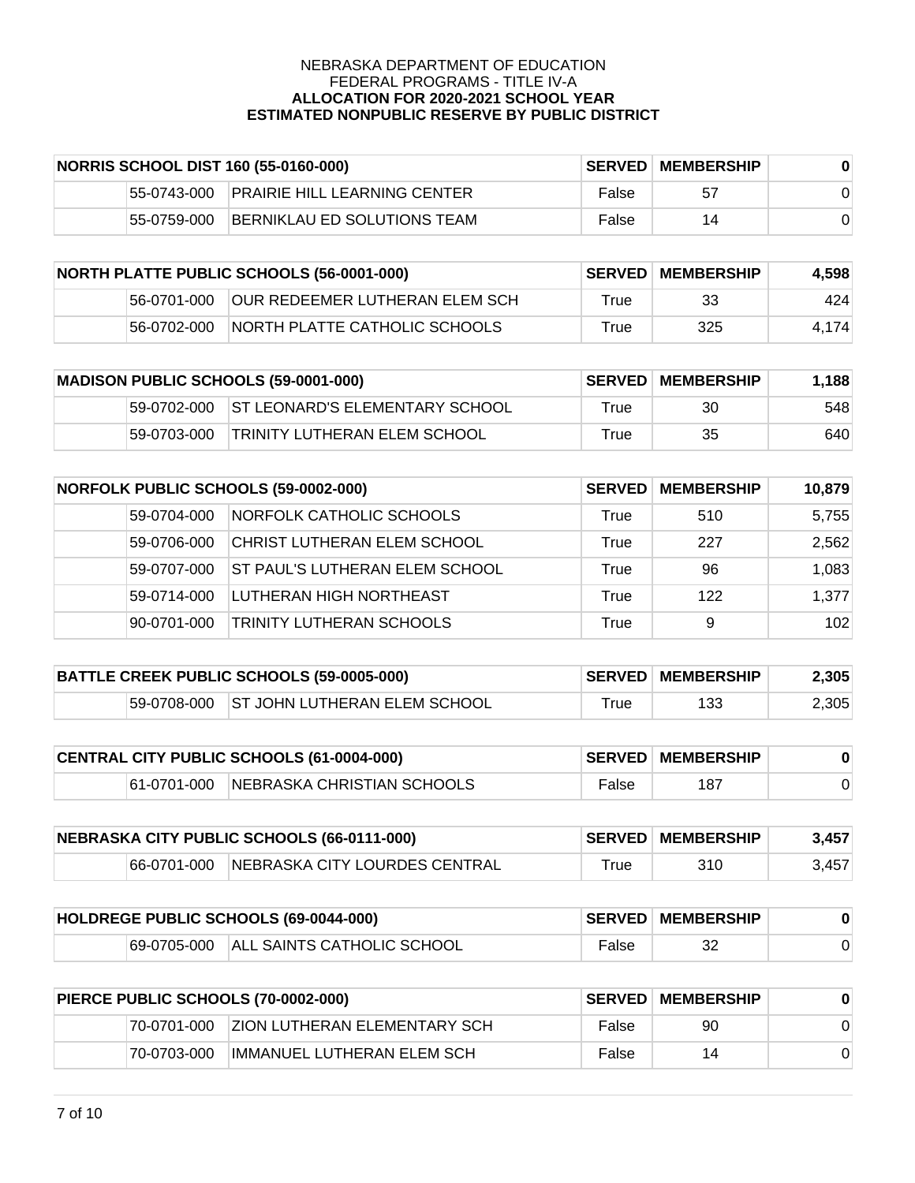NEBRASKA DEPARTMENT OF EDUCATION
FEDERAL PROGRAMS - TITLE IV-A
**ALLOCATION FOR 2020-2021 SCHOOL YEAR**
**ESTIMATED NONPUBLIC RESERVE BY PUBLIC DISTRICT**

| **NORRIS SCHOOL DIST 160 (55-0160-000)** | | | **SERVED** | **MEMBERSHIP** | **0** |
|---|---|---|---|---|---|
| | 55-0743-000 | PRAIRIE HILL LEARNING CENTER | False | 57 | 0 |
| | 55-0759-000 | BERNIKLAU ED SOLUTIONS TEAM | False | 14 | 0 |

| **NORTH PLATTE PUBLIC SCHOOLS (56-0001-000)** | | | **SERVED** | **MEMBERSHIP** | **4,598** |
|---|---|---|---|---|---|
| | 56-0701-000 | OUR REDEEMER LUTHERAN ELEM SCH | True | 33 | 424 |
| | 56-0702-000 | NORTH PLATTE CATHOLIC SCHOOLS | True | 325 | 4,174 |

| **MADISON PUBLIC SCHOOLS (59-0001-000)** | | | **SERVED** | **MEMBERSHIP** | **1,188** |
|---|---|---|---|---|---|
| | 59-0702-000 | ST LEONARD'S ELEMENTARY SCHOOL | True | 30 | 548 |
| | 59-0703-000 | TRINITY LUTHERAN ELEM SCHOOL | True | 35 | 640 |

| **NORFOLK PUBLIC SCHOOLS (59-0002-000)** | | | **SERVED** | **MEMBERSHIP** | **10,879** |
|---|---|---|---|---|---|
| | 59-0704-000 | NORFOLK CATHOLIC SCHOOLS | True | 510 | 5,755 |
| | 59-0706-000 | CHRIST LUTHERAN ELEM SCHOOL | True | 227 | 2,562 |
| | 59-0707-000 | ST PAUL'S LUTHERAN ELEM SCHOOL | True | 96 | 1,083 |
| | 59-0714-000 | LUTHERAN HIGH NORTHEAST | True | 122 | 1,377 |
| | 90-0701-000 | TRINITY LUTHERAN SCHOOLS | True | 9 | 102 |

| **BATTLE CREEK PUBLIC SCHOOLS (59-0005-000)** | | | **SERVED** | **MEMBERSHIP** | **2,305** |
|---|---|---|---|---|---|
| | 59-0708-000 | ST JOHN LUTHERAN ELEM SCHOOL | True | 133 | 2,305 |

| **CENTRAL CITY PUBLIC SCHOOLS (61-0004-000)** | | | **SERVED** | **MEMBERSHIP** | **0** |
|---|---|---|---|---|---|
| | 61-0701-000 | NEBRASKA CHRISTIAN SCHOOLS | False | 187 | 0 |

| **NEBRASKA CITY PUBLIC SCHOOLS (66-0111-000)** | | | **SERVED** | **MEMBERSHIP** | **3,457** |
|---|---|---|---|---|---|
| | 66-0701-000 | NEBRASKA CITY LOURDES CENTRAL | True | 310 | 3,457 |

| **HOLDREGE PUBLIC SCHOOLS (69-0044-000)** | | | **SERVED** | **MEMBERSHIP** | **0** |
|---|---|---|---|---|---|
| | 69-0705-000 | ALL SAINTS CATHOLIC SCHOOL | False | 32 | 0 |

| **PIERCE PUBLIC SCHOOLS (70-0002-000)** | | | **SERVED** | **MEMBERSHIP** | **0** |
|---|---|---|---|---|---|
| | 70-0701-000 | ZION LUTHERAN ELEMENTARY SCH | False | 90 | 0 |
| | 70-0703-000 | IMMANUEL LUTHERAN ELEM SCH | False | 14 | 0 |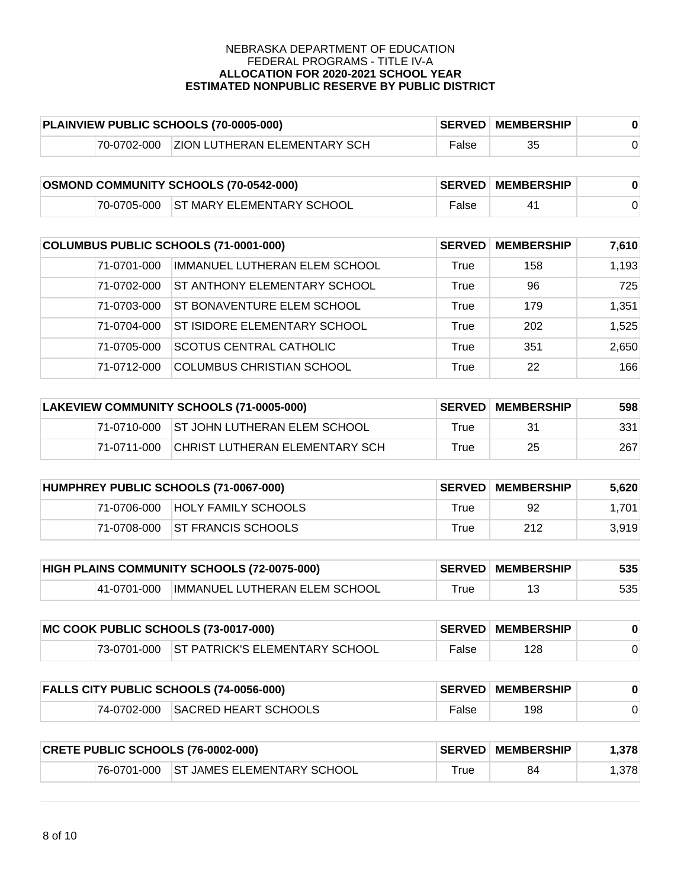NEBRASKA DEPARTMENT OF EDUCATION
FEDERAL PROGRAMS - TITLE IV-A
**ALLOCATION FOR 2020-2021 SCHOOL YEAR**
**ESTIMATED NONPUBLIC RESERVE BY PUBLIC DISTRICT**

| PLAINVIEW PUBLIC SCHOOLS (70-0005-000) | | SERVED | MEMBERSHIP | 0 |
|---|---|---|---|---|
| 70-0702-000 | ZION LUTHERAN ELEMENTARY SCH | False | 35 | 0 |

| OSMOND COMMUNITY SCHOOLS (70-0542-000) | | SERVED | MEMBERSHIP | 0 |
|---|---|---|---|---|
| 70-0705-000 | ST MARY ELEMENTARY SCHOOL | False | 41 | 0 |

| COLUMBUS PUBLIC SCHOOLS (71-0001-000) | | SERVED | MEMBERSHIP | 7,610 |
|---|---|---|---|---|
| 71-0701-000 | IMMANUEL LUTHERAN ELEM SCHOOL | True | 158 | 1,193 |
| 71-0702-000 | ST ANTHONY ELEMENTARY SCHOOL | True | 96 | 725 |
| 71-0703-000 | ST BONAVENTURE ELEM SCHOOL | True | 179 | 1,351 |
| 71-0704-000 | ST ISIDORE ELEMENTARY SCHOOL | True | 202 | 1,525 |
| 71-0705-000 | SCOTUS CENTRAL CATHOLIC | True | 351 | 2,650 |
| 71-0712-000 | COLUMBUS CHRISTIAN SCHOOL | True | 22 | 166 |

| LAKEVIEW COMMUNITY SCHOOLS (71-0005-000) | | SERVED | MEMBERSHIP | 598 |
|---|---|---|---|---|
| 71-0710-000 | ST JOHN LUTHERAN ELEM SCHOOL | True | 31 | 331 |
| 71-0711-000 | CHRIST LUTHERAN ELEMENTARY SCH | True | 25 | 267 |

| HUMPHREY PUBLIC SCHOOLS (71-0067-000) | | SERVED | MEMBERSHIP | 5,620 |
|---|---|---|---|---|
| 71-0706-000 | HOLY FAMILY SCHOOLS | True | 92 | 1,701 |
| 71-0708-000 | ST FRANCIS SCHOOLS | True | 212 | 3,919 |

| HIGH PLAINS COMMUNITY SCHOOLS (72-0075-000) | | SERVED | MEMBERSHIP | 535 |
|---|---|---|---|---|
| 41-0701-000 | IMMANUEL LUTHERAN ELEM SCHOOL | True | 13 | 535 |

| MC COOK PUBLIC SCHOOLS (73-0017-000) | | SERVED | MEMBERSHIP | 0 |
|---|---|---|---|---|
| 73-0701-000 | ST PATRICK'S ELEMENTARY SCHOOL | False | 128 | 0 |

| FALLS CITY PUBLIC SCHOOLS (74-0056-000) | | SERVED | MEMBERSHIP | 0 |
|---|---|---|---|---|
| 74-0702-000 | SACRED HEART SCHOOLS | False | 198 | 0 |

| CRETE PUBLIC SCHOOLS (76-0002-000) | | SERVED | MEMBERSHIP | 1,378 |
|---|---|---|---|---|
| 76-0701-000 | ST JAMES ELEMENTARY SCHOOL | True | 84 | 1,378 |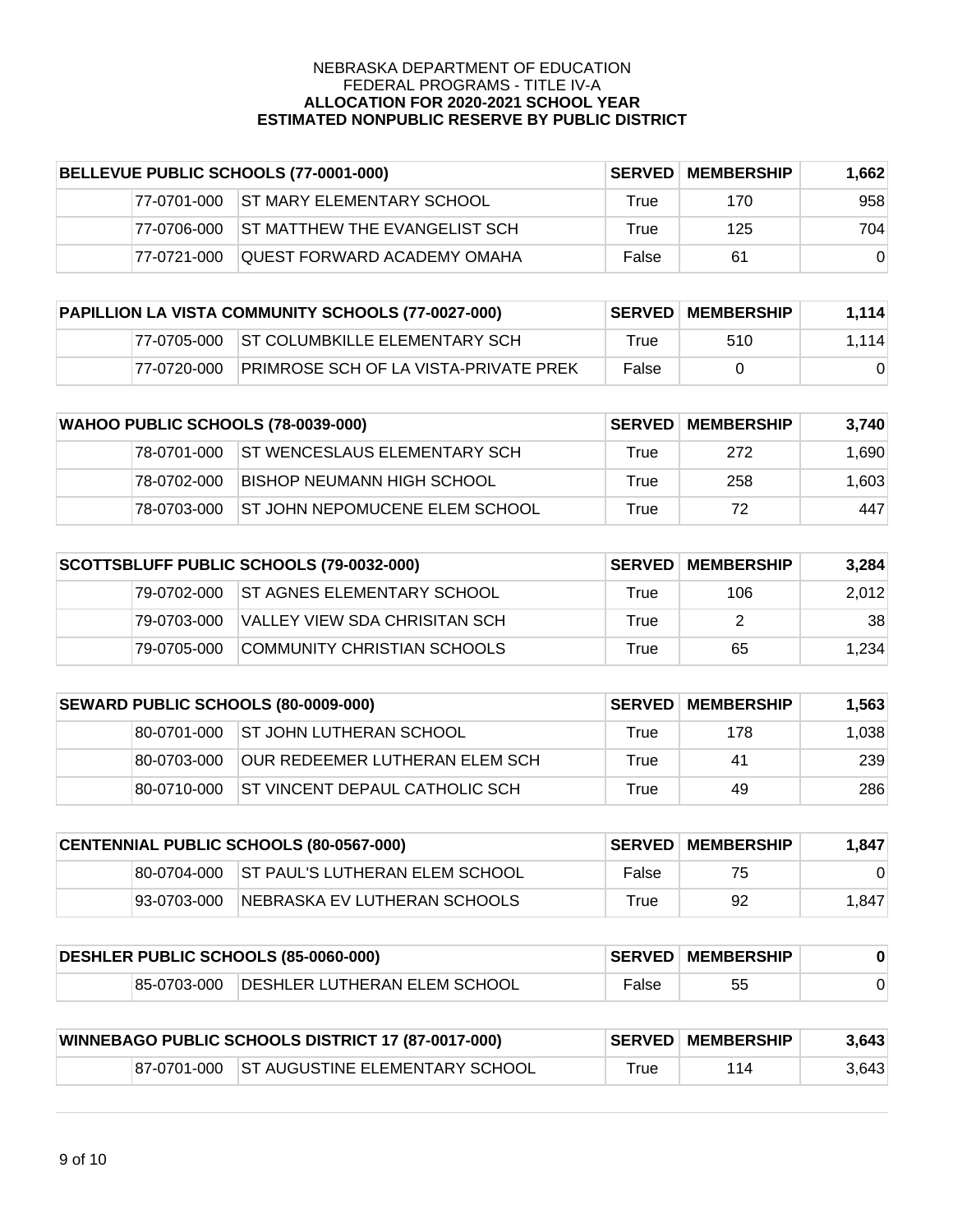NEBRASKA DEPARTMENT OF EDUCATION
FEDERAL PROGRAMS - TITLE IV-A
**ALLOCATION FOR 2020-2021 SCHOOL YEAR**
**ESTIMATED NONPUBLIC RESERVE BY PUBLIC DISTRICT**

| **BELLEVUE PUBLIC SCHOOLS (77-0001-000)** | | | **SERVED** | **MEMBERSHIP** | **1,662** |
|---|---|---|---|---|---|
| | 77-0701-000 | ST MARY ELEMENTARY SCHOOL | True | 170 | 958 |
| | 77-0706-000 | ST MATTHEW THE EVANGELIST SCH | True | 125 | 704 |
| | 77-0721-000 | QUEST FORWARD ACADEMY OMAHA | False | 61 | 0 |

| **PAPILLION LA VISTA COMMUNITY SCHOOLS (77-0027-000)** | | | **SERVED** | **MEMBERSHIP** | **1,114** |
|---|---|---|---|---|---|
| | 77-0705-000 | ST COLUMBKILLE ELEMENTARY SCH | True | 510 | 1,114 |
| | 77-0720-000 | PRIMROSE SCH OF LA VISTA-PRIVATE PREK | False | 0 | 0 |

| **WAHOO PUBLIC SCHOOLS (78-0039-000)** | | | **SERVED** | **MEMBERSHIP** | **3,740** |
|---|---|---|---|---|---|
| | 78-0701-000 | ST WENCESLAUS ELEMENTARY SCH | True | 272 | 1,690 |
| | 78-0702-000 | BISHOP NEUMANN HIGH SCHOOL | True | 258 | 1,603 |
| | 78-0703-000 | ST JOHN NEPOMUCENE ELEM SCHOOL | True | 72 | 447 |

| **SCOTTSBLUFF PUBLIC SCHOOLS (79-0032-000)** | | | **SERVED** | **MEMBERSHIP** | **3,284** |
|---|---|---|---|---|---|
| | 79-0702-000 | ST AGNES ELEMENTARY SCHOOL | True | 106 | 2,012 |
| | 79-0703-000 | VALLEY VIEW SDA CHRISITAN SCH | True | 2 | 38 |
| | 79-0705-000 | COMMUNITY CHRISTIAN SCHOOLS | True | 65 | 1,234 |

| **SEWARD PUBLIC SCHOOLS (80-0009-000)** | | | **SERVED** | **MEMBERSHIP** | **1,563** |
|---|---|---|---|---|---|
| | 80-0701-000 | ST JOHN LUTHERAN SCHOOL | True | 178 | 1,038 |
| | 80-0703-000 | OUR REDEEMER LUTHERAN ELEM SCH | True | 41 | 239 |
| | 80-0710-000 | ST VINCENT DEPAUL CATHOLIC SCH | True | 49 | 286 |

| **CENTENNIAL PUBLIC SCHOOLS (80-0567-000)** | | | **SERVED** | **MEMBERSHIP** | **1,847** |
|---|---|---|---|---|---|
| | 80-0704-000 | ST PAUL'S LUTHERAN ELEM SCHOOL | False | 75 | 0 |
| | 93-0703-000 | NEBRASKA EV LUTHERAN SCHOOLS | True | 92 | 1,847 |

| **DESHLER PUBLIC SCHOOLS (85-0060-000)** | | | **SERVED** | **MEMBERSHIP** | **0** |
|---|---|---|---|---|---|
| | 85-0703-000 | DESHLER LUTHERAN ELEM SCHOOL | False | 55 | 0 |

| **WINNEBAGO PUBLIC SCHOOLS DISTRICT 17 (87-0017-000)** | | | **SERVED** | **MEMBERSHIP** | **3,643** |
|---|---|---|---|---|---|
| | 87-0701-000 | ST AUGUSTINE ELEMENTARY SCHOOL | True | 114 | 3,643 |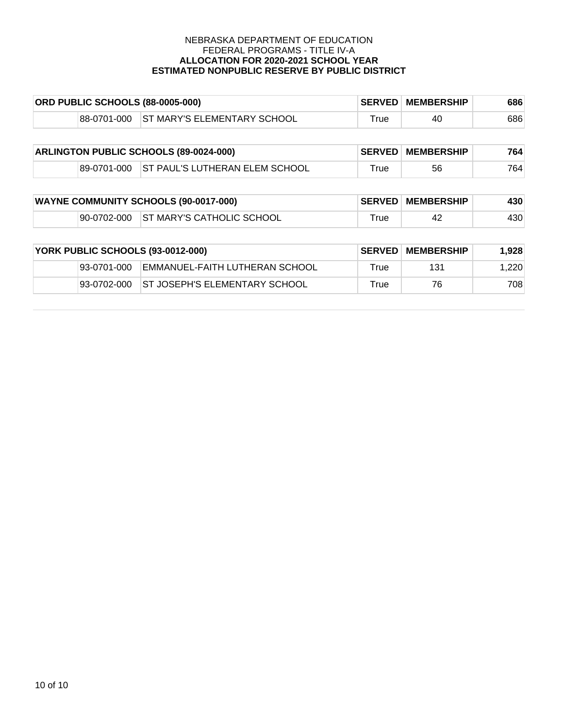NEBRASKA DEPARTMENT OF EDUCATION
FEDERAL PROGRAMS - TITLE IV-A
**ALLOCATION FOR 2020-2021 SCHOOL YEAR**
**ESTIMATED NONPUBLIC RESERVE BY PUBLIC DISTRICT**

| **ORD PUBLIC SCHOOLS (88-0005-000)** | | | **SERVED** | **MEMBERSHIP** | **686** |
|---|---|---|---|---|---|
| | 88-0701-000 | ST MARY'S ELEMENTARY SCHOOL | True | 40 | 686 |

| **ARLINGTON PUBLIC SCHOOLS (89-0024-000)** | | | **SERVED** | **MEMBERSHIP** | **764** |
|---|---|---|---|---|---|
| | 89-0701-000 | ST PAUL'S LUTHERAN ELEM SCHOOL | True | 56 | 764 |

| **WAYNE COMMUNITY SCHOOLS (90-0017-000)** | | | **SERVED** | **MEMBERSHIP** | **430** |
|---|---|---|---|---|---|
| | 90-0702-000 | ST MARY'S CATHOLIC SCHOOL | True | 42 | 430 |

| **YORK PUBLIC SCHOOLS (93-0012-000)** | | | **SERVED** | **MEMBERSHIP** | **1,928** |
|---|---|---|---|---|---|
| | 93-0701-000 | EMMANUEL-FAITH LUTHERAN SCHOOL | True | 131 | 1,220 |
| | 93-0702-000 | ST JOSEPH'S ELEMENTARY SCHOOL | True | 76 | 708 |